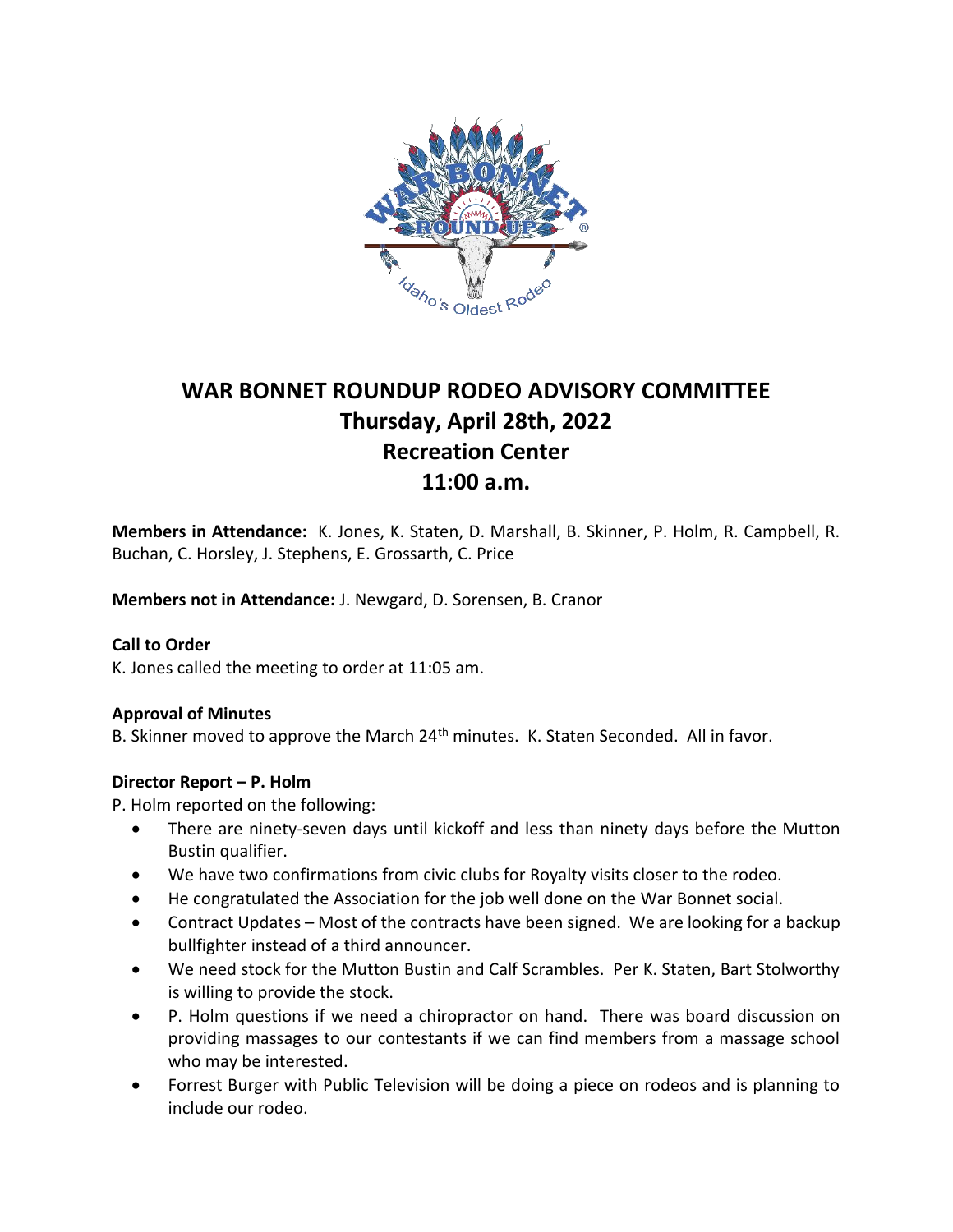# WAR BONNET ROUNDUP RODEO ADVISORY COMMITTEE
## Thursday, April 28th, 2022
## Recreation Center
## 11:00 a.m.

**Members in Attendance:** K. Jones, K. Staten, D. Marshall, B. Skinner, P. Holm, R. Campbell, R. Buchan, C. Horsley, J. Stephens, E. Grossarth, C. Price

**Members not in Attendance:** J. Newgard, D. Sorensen, B. Cranor

**Call to Order**

K. Jones called the meeting to order at 11:05 am.

**Approval of Minutes**

B. Skinner moved to approve the March 24th minutes. K. Staten Seconded. All in favor.

**Director Report – P. Holm**

P. Holm reported on the following:

- There are ninety-seven days until kickoff and less than ninety days before the Mutton Bustin qualifier.
- We have two confirmations from civic clubs for Royalty visits closer to the rodeo.
- He congratulated the Association for the job well done on the War Bonnet social.
- Contract Updates – Most of the contracts have been signed. We are looking for a backup bullfighter instead of a third announcer.
- We need stock for the Mutton Bustin and Calf Scrambles. Per K. Staten, Bart Stolworthy is willing to provide the stock.
- P. Holm questions if we need a chiropractor on hand. There was board discussion on providing massages to our contestants if we can find members from a massage school who may be interested.
- Forrest Burger with Public Television will be doing a piece on rodeos and is planning to include our rodeo.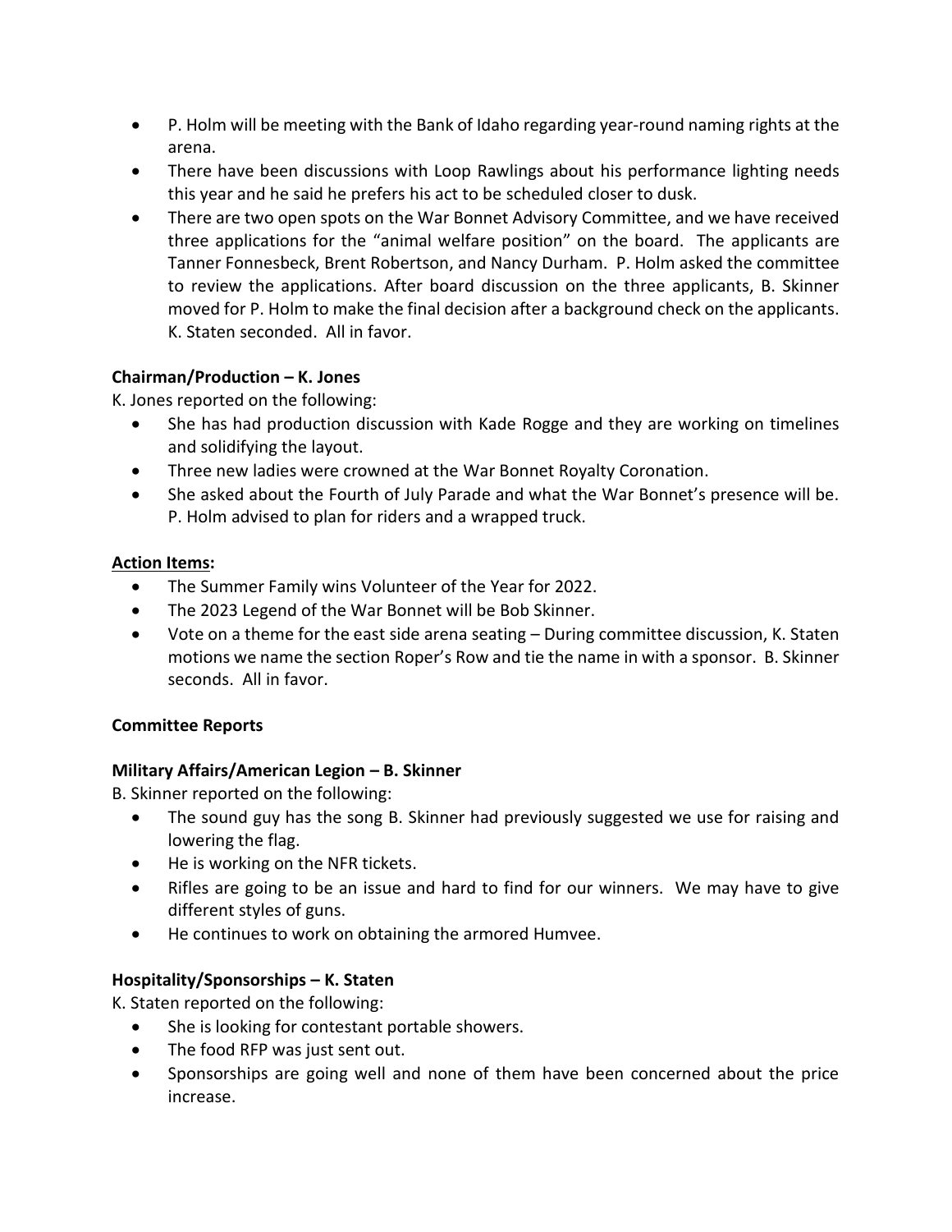- P. Holm will be meeting with the Bank of Idaho regarding year-round naming rights at the arena.
- There have been discussions with Loop Rawlings about his performance lighting needs this year and he said he prefers his act to be scheduled closer to dusk.
- There are two open spots on the War Bonnet Advisory Committee, and we have received three applications for the "animal welfare position" on the board. The applicants are Tanner Fonnesbeck, Brent Robertson, and Nancy Durham. P. Holm asked the committee to review the applications. After board discussion on the three applicants, B. Skinner moved for P. Holm to make the final decision after a background check on the applicants. K. Staten seconded. All in favor.

**Chairman/Production – K. Jones**

K. Jones reported on the following:

- She has had production discussion with Kade Rogge and they are working on timelines and solidifying the layout.
- Three new ladies were crowned at the War Bonnet Royalty Coronation.
- She asked about the Fourth of July Parade and what the War Bonnet's presence will be. P. Holm advised to plan for riders and a wrapped truck.

**Action Items:**

- The Summer Family wins Volunteer of the Year for 2022.
- The 2023 Legend of the War Bonnet will be Bob Skinner.
- Vote on a theme for the east side arena seating – During committee discussion, K. Staten motions we name the section Roper's Row and tie the name in with a sponsor. B. Skinner seconds. All in favor.

**Committee Reports**

**Military Affairs/American Legion – B. Skinner**

B. Skinner reported on the following:

- The sound guy has the song B. Skinner had previously suggested we use for raising and lowering the flag.
- He is working on the NFR tickets.
- Rifles are going to be an issue and hard to find for our winners. We may have to give different styles of guns.
- He continues to work on obtaining the armored Humvee.

**Hospitality/Sponsorships – K. Staten**

K. Staten reported on the following:

- She is looking for contestant portable showers.
- The food RFP was just sent out.
- Sponsorships are going well and none of them have been concerned about the price increase.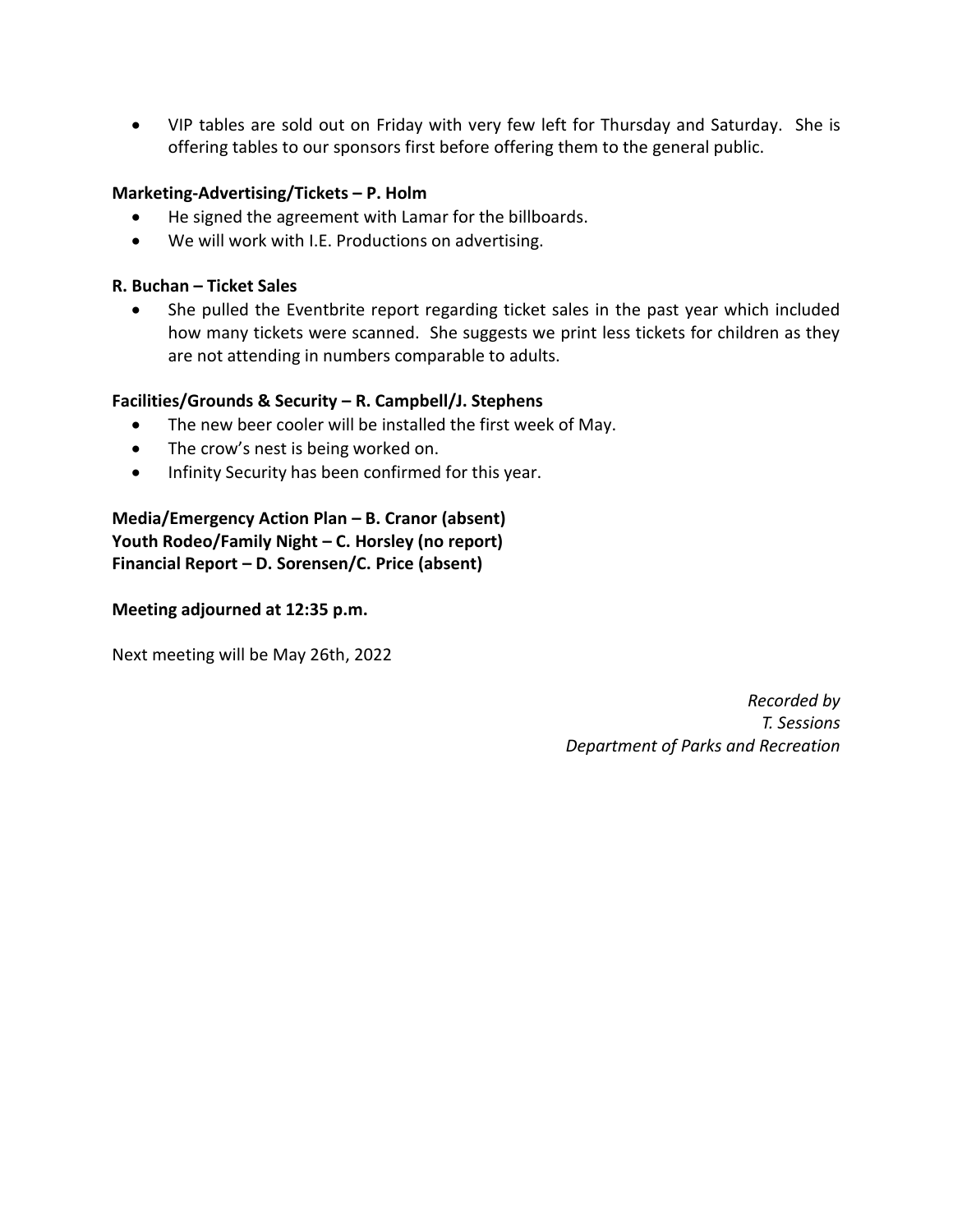- VIP tables are sold out on Friday with very few left for Thursday and Saturday. She is offering tables to our sponsors first before offering them to the general public.

**Marketing-Advertising/Tickets – P. Holm**

- He signed the agreement with Lamar for the billboards.
- We will work with I.E. Productions on advertising.

**R. Buchan – Ticket Sales**

- She pulled the Eventbrite report regarding ticket sales in the past year which included how many tickets were scanned. She suggests we print less tickets for children as they are not attending in numbers comparable to adults.

**Facilities/Grounds & Security – R. Campbell/J. Stephens**

- The new beer cooler will be installed the first week of May.
- The crow's nest is being worked on.
- Infinity Security has been confirmed for this year.

**Media/Emergency Action Plan – B. Cranor (absent)**
**Youth Rodeo/Family Night – C. Horsley (no report)**
**Financial Report – D. Sorensen/C. Price (absent)**

**Meeting adjourned at 12:35 p.m.**

Next meeting will be May 26th, 2022

*Recorded by*
*T. Sessions*
*Department of Parks and Recreation*